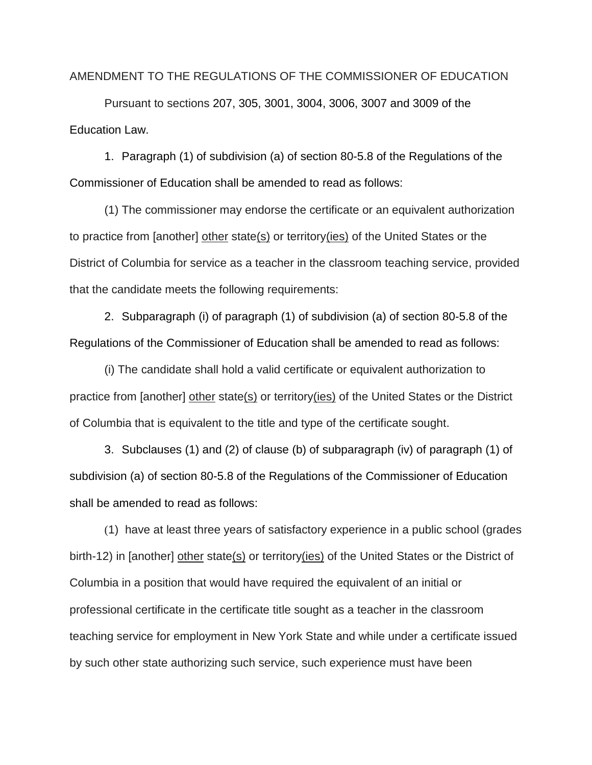AMENDMENT TO THE REGULATIONS OF THE COMMISSIONER OF EDUCATION

Pursuant to sections 207, 305, 3001, 3004, 3006, 3007 and 3009 of the Education Law.

1. Paragraph (1) of subdivision (a) of section 80-5.8 of the Regulations of the Commissioner of Education shall be amended to read as follows:

(1) The commissioner may endorse the certificate or an equivalent authorization to practice from [another] <u>other</u> state<u>(s)</u> or territory<u>(ies)</u> of the United States or the District of Columbia for service as a teacher in the classroom teaching service, provided that the candidate meets the following requirements:

2. Subparagraph (i) of paragraph (1) of subdivision (a) of section 80-5.8 of the Regulations of the Commissioner of Education shall be amended to read as follows:

(i) The candidate shall hold a valid certificate or equivalent authorization to practice from [another] <u>other</u> state<u>(s)</u> or territory<u>(ies)</u> of the United States or the District of Columbia that is equivalent to the title and type of the certificate sought.

3. Subclauses (1) and (2) of clause (b) of subparagraph (iv) of paragraph (1) of subdivision (a) of section 80-5.8 of the Regulations of the Commissioner of Education shall be amended to read as follows:

(1) have at least three years of satisfactory experience in a public school (grades birth-12) in [another] <u>other</u> state<u>(s)</u> or territory<u>(ies)</u> of the United States or the District of Columbia in a position that would have required the equivalent of an initial or professional certificate in the certificate title sought as a teacher in the classroom teaching service for employment in New York State and while under a certificate issued by such other state authorizing such service, such experience must have been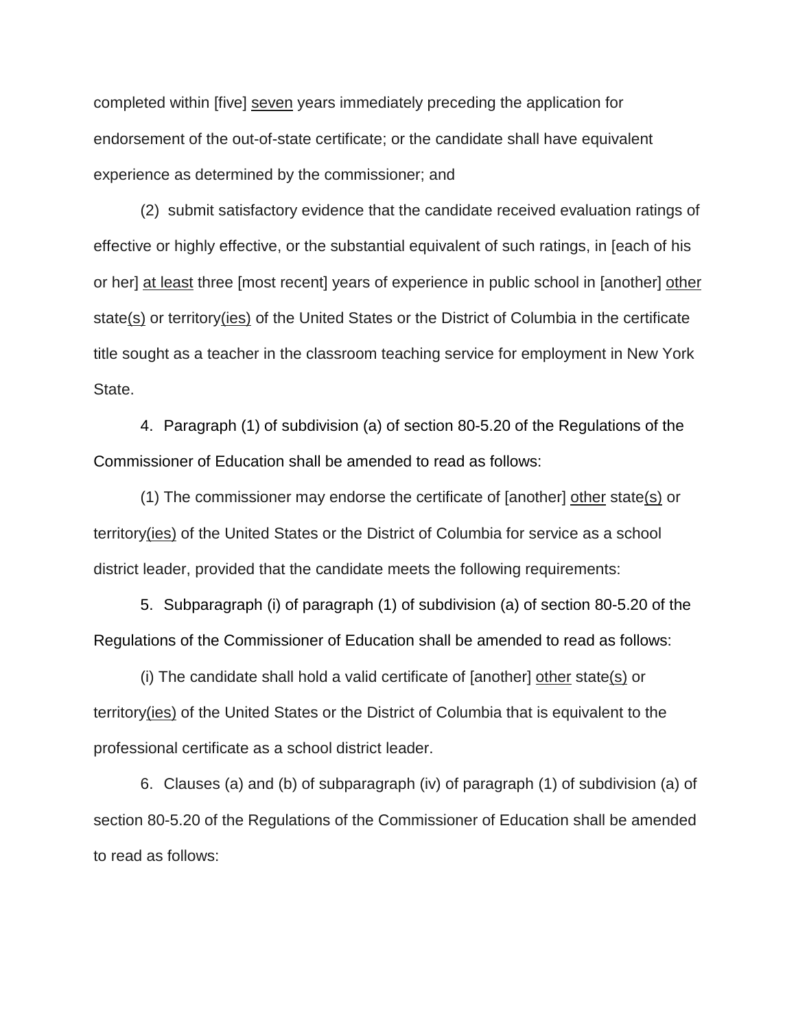completed within [five] <u>seven</u> years immediately preceding the application for endorsement of the out-of-state certificate; or the candidate shall have equivalent experience as determined by the commissioner; and

(2) submit satisfactory evidence that the candidate received evaluation ratings of effective or highly effective, or the substantial equivalent of such ratings, in [each of his or her] <u>at least</u> three [most recent] years of experience in public school in [another] <u>other</u> state<u>(s)</u> or territory<u>(ies)</u> of the United States or the District of Columbia in the certificate title sought as a teacher in the classroom teaching service for employment in New York State.

4. Paragraph (1) of subdivision (a) of section 80-5.20 of the Regulations of the Commissioner of Education shall be amended to read as follows:

(1) The commissioner may endorse the certificate of [another] <u>other</u> state<u>(s)</u> or territory<u>(ies)</u> of the United States or the District of Columbia for service as a school district leader, provided that the candidate meets the following requirements:

5. Subparagraph (i) of paragraph (1) of subdivision (a) of section 80-5.20 of the Regulations of the Commissioner of Education shall be amended to read as follows:

(i) The candidate shall hold a valid certificate of [another] <u>other</u> state<u>(s)</u> or territory<u>(ies)</u> of the United States or the District of Columbia that is equivalent to the professional certificate as a school district leader.

6. Clauses (a) and (b) of subparagraph (iv) of paragraph (1) of subdivision (a) of section 80-5.20 of the Regulations of the Commissioner of Education shall be amended to read as follows: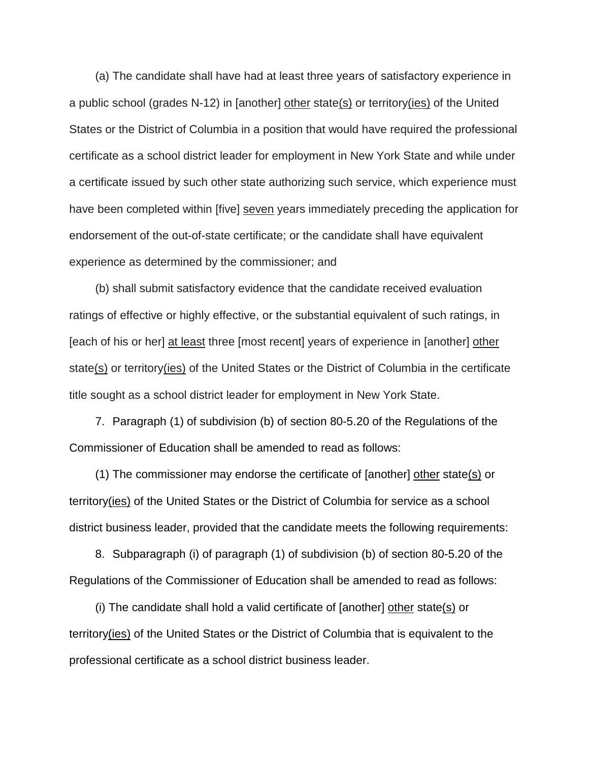(a) The candidate shall have had at least three years of satisfactory experience in a public school (grades N-12) in [another] <u>other</u> state<u>(s)</u> or territory<u>(ies)</u> of the United States or the District of Columbia in a position that would have required the professional certificate as a school district leader for employment in New York State and while under a certificate issued by such other state authorizing such service, which experience must have been completed within [five] <u>seven</u> years immediately preceding the application for endorsement of the out-of-state certificate; or the candidate shall have equivalent experience as determined by the commissioner; and

(b) shall submit satisfactory evidence that the candidate received evaluation ratings of effective or highly effective, or the substantial equivalent of such ratings, in [each of his or her] <u>at least</u> three [most recent] years of experience in [another] <u>other</u> state<u>(s)</u> or territory<u>(ies)</u> of the United States or the District of Columbia in the certificate title sought as a school district leader for employment in New York State.

7. Paragraph (1) of subdivision (b) of section 80-5.20 of the Regulations of the Commissioner of Education shall be amended to read as follows:

(1) The commissioner may endorse the certificate of [another] <u>other</u> state<u>(s)</u> or territory<u>(ies)</u> of the United States or the District of Columbia for service as a school district business leader, provided that the candidate meets the following requirements:

8. Subparagraph (i) of paragraph (1) of subdivision (b) of section 80-5.20 of the Regulations of the Commissioner of Education shall be amended to read as follows:

(i) The candidate shall hold a valid certificate of [another] <u>other</u> state<u>(s)</u> or territory<u>(ies)</u> of the United States or the District of Columbia that is equivalent to the professional certificate as a school district business leader.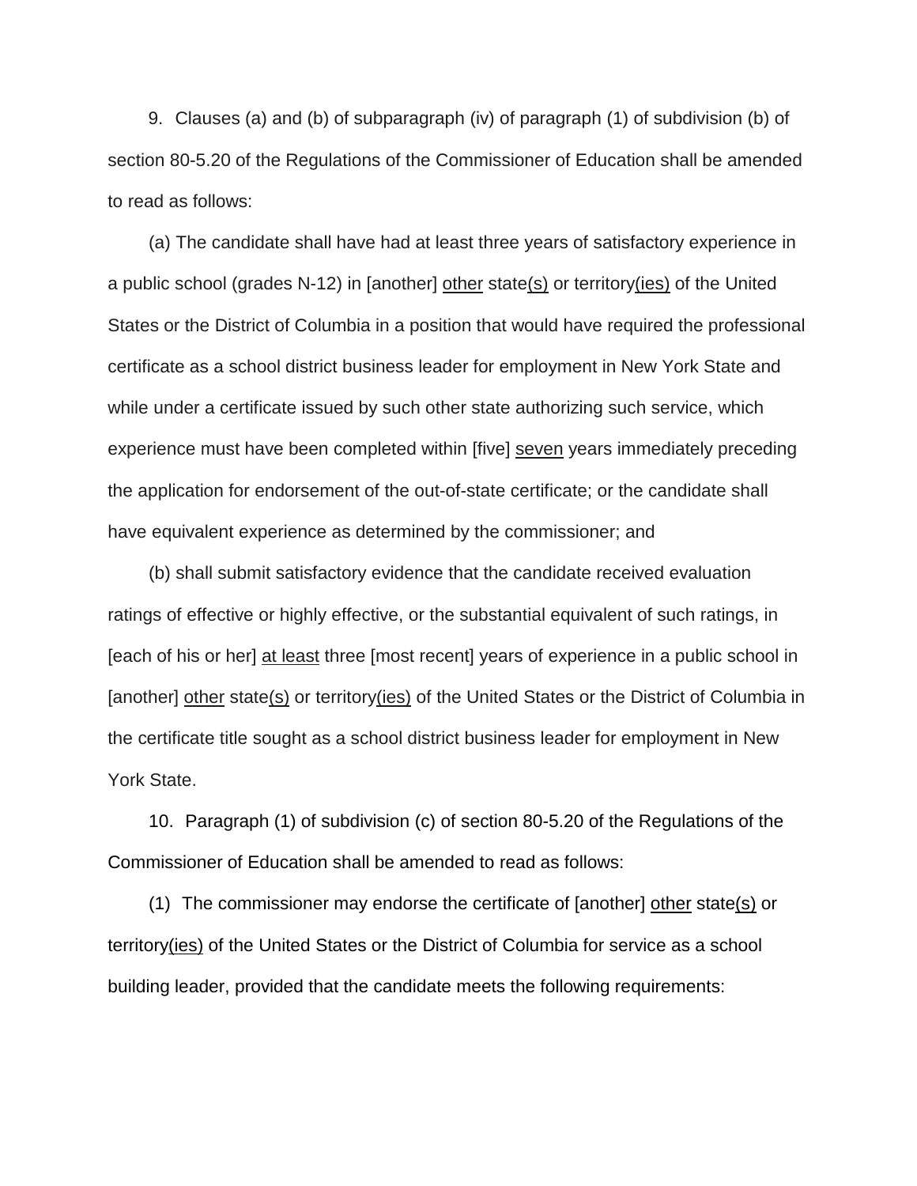9. Clauses (a) and (b) of subparagraph (iv) of paragraph (1) of subdivision (b) of section 80-5.20 of the Regulations of the Commissioner of Education shall be amended to read as follows:

(a) The candidate shall have had at least three years of satisfactory experience in a public school (grades N-12) in [another] <u>other</u> state<u>(s)</u> or territory<u>(ies)</u> of the United States or the District of Columbia in a position that would have required the professional certificate as a school district business leader for employment in New York State and while under a certificate issued by such other state authorizing such service, which experience must have been completed within [five] <u>seven</u> years immediately preceding the application for endorsement of the out-of-state certificate; or the candidate shall have equivalent experience as determined by the commissioner; and

(b) shall submit satisfactory evidence that the candidate received evaluation ratings of effective or highly effective, or the substantial equivalent of such ratings, in [each of his or her] <u>at least</u> three [most recent] years of experience in a public school in [another] <u>other</u> state<u>(s)</u> or territory<u>(ies)</u> of the United States or the District of Columbia in the certificate title sought as a school district business leader for employment in New York State.

10. Paragraph (1) of subdivision (c) of section 80-5.20 of the Regulations of the Commissioner of Education shall be amended to read as follows:

(1) The commissioner may endorse the certificate of [another] <u>other</u> state<u>(s)</u> or territory<u>(ies)</u> of the United States or the District of Columbia for service as a school building leader, provided that the candidate meets the following requirements: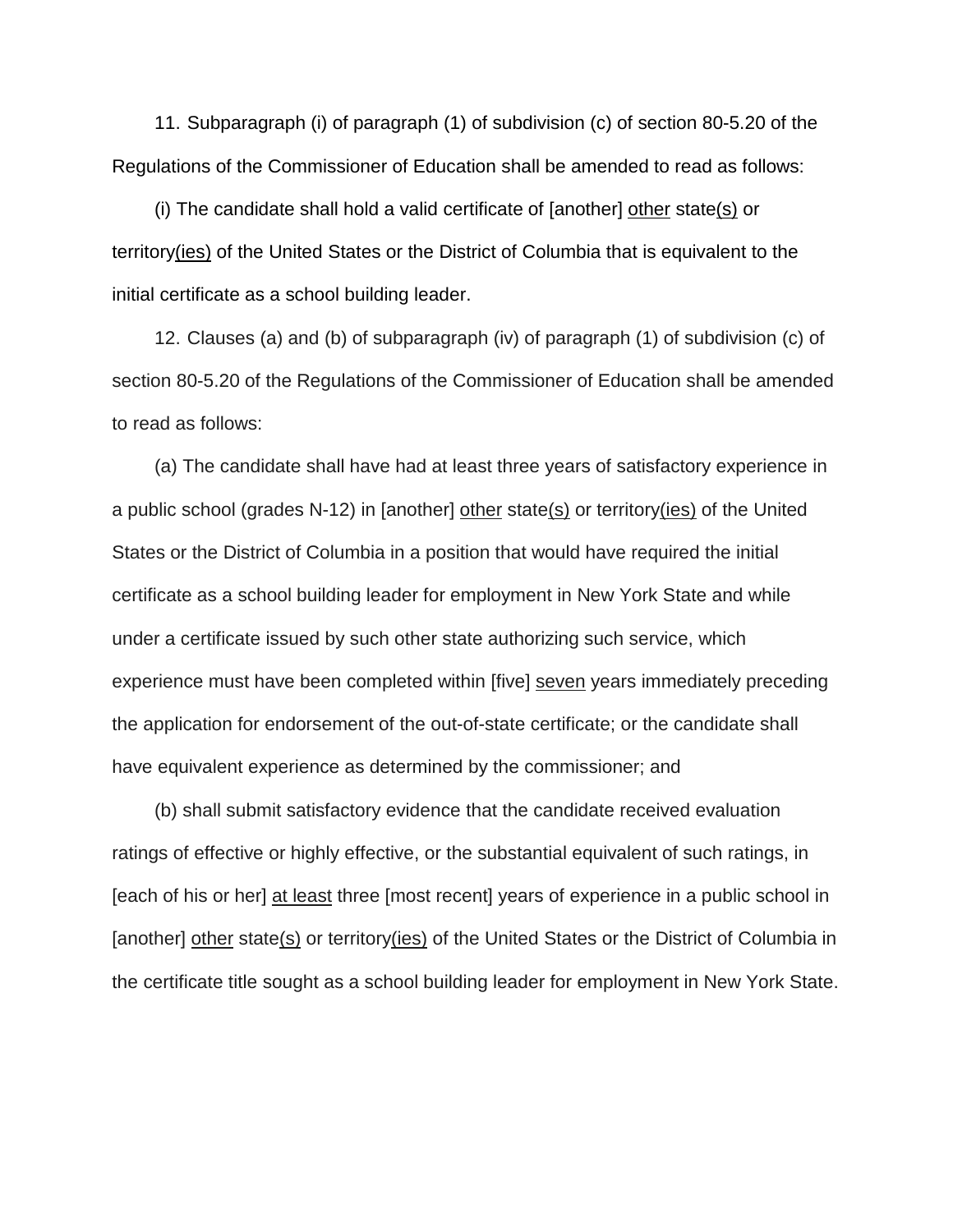11. Subparagraph (i) of paragraph (1) of subdivision (c) of section 80-5.20 of the Regulations of the Commissioner of Education shall be amended to read as follows:

(i) The candidate shall hold a valid certificate of [another] <u>other</u> state<u>(s)</u> or territory<u>(ies)</u> of the United States or the District of Columbia that is equivalent to the initial certificate as a school building leader.

12. Clauses (a) and (b) of subparagraph (iv) of paragraph (1) of subdivision (c) of section 80-5.20 of the Regulations of the Commissioner of Education shall be amended to read as follows:

(a) The candidate shall have had at least three years of satisfactory experience in a public school (grades N-12) in [another] <u>other</u> state<u>(s)</u> or territory<u>(ies)</u> of the United States or the District of Columbia in a position that would have required the initial certificate as a school building leader for employment in New York State and while under a certificate issued by such other state authorizing such service, which experience must have been completed within [five] <u>seven</u> years immediately preceding the application for endorsement of the out-of-state certificate; or the candidate shall have equivalent experience as determined by the commissioner; and

(b) shall submit satisfactory evidence that the candidate received evaluation ratings of effective or highly effective, or the substantial equivalent of such ratings, in [each of his or her] <u>at least</u> three [most recent] years of experience in a public school in [another] <u>other</u> state<u>(s)</u> or territory<u>(ies)</u> of the United States or the District of Columbia in the certificate title sought as a school building leader for employment in New York State.